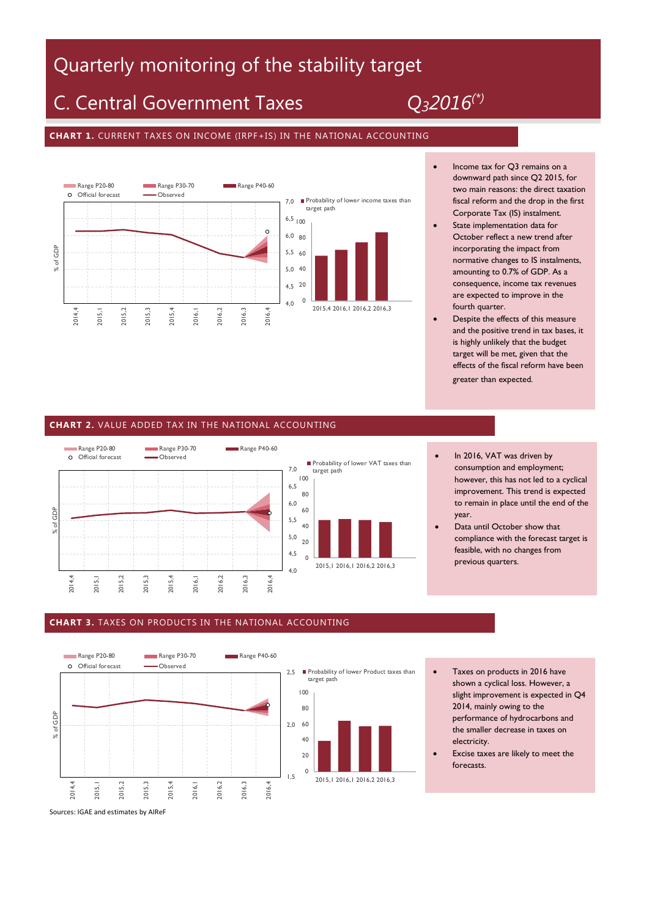# Quarterly monitoring of the stability target

## C. Central Government Taxes — $Q_3$2016(*)

### CHART 1. CURRENT TAXES ON INCOME (IRPF+IS) IN THE NATIONAL ACCOUNTING

Range P20-80
Range P30-70
Range P40-60
Official forecast
Observed

% of GDP

7,0
6,5
6,0
5,5
5,0
4,5
4,0

2014,4 2015,1 2015,2 2015,3 2015,4 2016,1 2016,2 2016,3 2016,4

Probability of lower income taxes than target path

100
80
60
40
20
0

2015,4 2016,1 2016,2 2016,3

- Income tax for Q3 remains on a downward path since Q2 2015, for two main reasons: the direct taxation fiscal reform and the drop in the first Corporate Tax (IS) instalment.
- State implementation data for October reflect a new trend after incorporating the impact from normative changes to IS instalments, amounting to 0.7% of GDP. As a consequence, income tax revenues are expected to improve in the fourth quarter.
- Despite the effects of this measure and the positive trend in tax bases, it is highly unlikely that the budget target will be met, given that the effects of the fiscal reform have been greater than expected.

### CHART 2. VALUE ADDED TAX IN THE NATIONAL ACCOUNTING

Range P20-80
Range P30-70
Range P40-60
Official forecast
Observed

% of GDP

7,0
6,5
6,0
5,5
5,0
4,5
4,0

2014,4 2015,1 2015,2 2015,3 2015,4 2016,1 2016,2 2016,3 2016,4

Probability of lower VAT taxes than target path

100
80
60
40
20
0

2015,1 2016,1 2016,2 2016,3

- In 2016, VAT was driven by consumption and employment; however, this has not led to a cyclical improvement. This trend is expected to remain in place until the end of the year.
- Data until October show that compliance with the forecast target is feasible, with no changes from previous quarters.

### CHART 3. TAXES ON PRODUCTS IN THE NATIONAL ACCOUNTING

Range P20-80
Range P30-70
Range P40-60
Official forecast
Observed

% of GDP

2,5
2,0
1,5

2014,4 2015,1 2015,2 2015,3 2015,4 2016,1 2016,2 2016,3 2016,4

Probability of lower Product taxes than target path

100
80
60
40
20
0

2015,1 2016,1 2016,2 2016,3

- Taxes on products in 2016 have shown a cyclical loss. However, a slight improvement is expected in Q4 2014, mainly owing to the performance of hydrocarbons and the smaller decrease in taxes on electricity.
- Excise taxes are likely to meet the forecasts.

Sources: IGAE and estimates by AIReF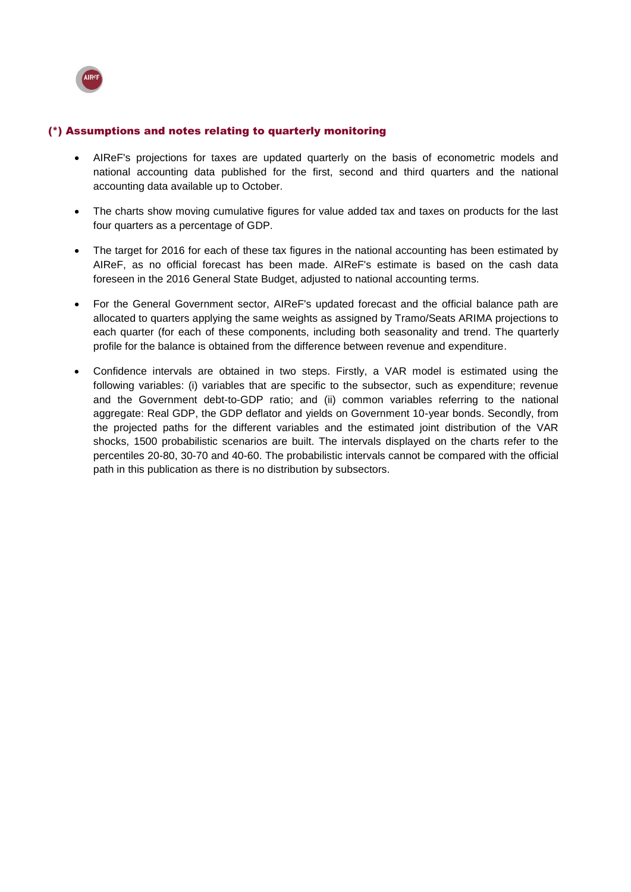## (*) Assumptions and notes relating to quarterly monitoring

- AIReF's projections for taxes are updated quarterly on the basis of econometric models and national accounting data published for the first, second and third quarters and the national accounting data available up to October.
- The charts show moving cumulative figures for value added tax and taxes on products for the last four quarters as a percentage of GDP.
- The target for 2016 for each of these tax figures in the national accounting has been estimated by AIReF, as no official forecast has been made. AIReF's estimate is based on the cash data foreseen in the 2016 General State Budget, adjusted to national accounting terms.
- For the General Government sector, AIReF's updated forecast and the official balance path are allocated to quarters applying the same weights as assigned by Tramo/Seats ARIMA projections to each quarter (for each of these components, including both seasonality and trend. The quarterly profile for the balance is obtained from the difference between revenue and expenditure.
- Confidence intervals are obtained in two steps. Firstly, a VAR model is estimated using the following variables: (i) variables that are specific to the subsector, such as expenditure; revenue and the Government debt-to-GDP ratio; and (ii) common variables referring to the national aggregate: Real GDP, the GDP deflator and yields on Government 10-year bonds. Secondly, from the projected paths for the different variables and the estimated joint distribution of the VAR shocks, 1500 probabilistic scenarios are built. The intervals displayed on the charts refer to the percentiles 20-80, 30-70 and 40-60. The probabilistic intervals cannot be compared with the official path in this publication as there is no distribution by subsectors.